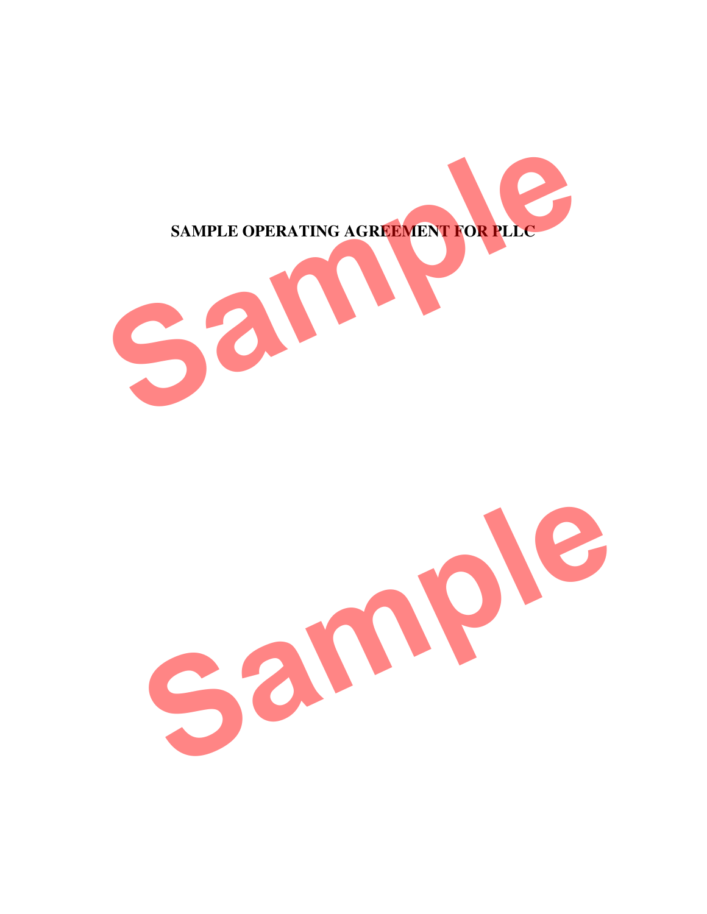**SAMPLE OPERATING AGREEMENT FOR PLLC**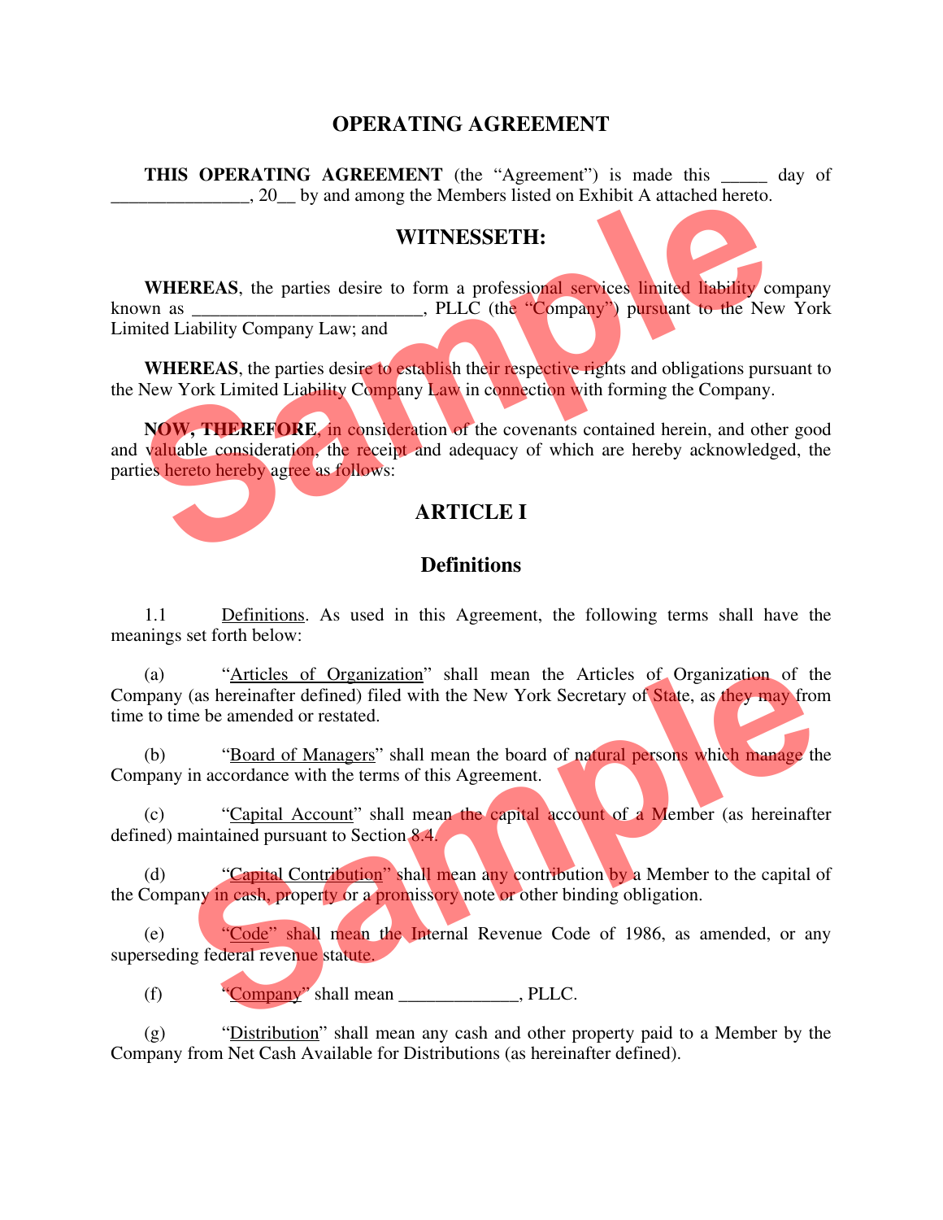# OPERATING AGREEMENT

**THIS OPERATING AGREEMENT** (the "Agreement") is made this _____ day of _______________, 20__ by and among the Members listed on Exhibit A attached hereto.

## WITNESSETH:

**WHEREAS**, the parties desire to form a professional services limited liability company known as _________________________, PLLC (the "Company") pursuant to the New York Limited Liability Company Law; and

**WHEREAS**, the parties desire to establish their respective rights and obligations pursuant to the New York Limited Liability Company Law in connection with forming the Company.

**NOW, THEREFORE**, in consideration of the covenants contained herein, and other good and valuable consideration, the receipt and adequacy of which are hereby acknowledged, the parties hereto hereby agree as follows:

## ARTICLE I

## Definitions

1.1 Definitions. As used in this Agreement, the following terms shall have the meanings set forth below:

(a) "Articles of Organization" shall mean the Articles of Organization of the Company (as hereinafter defined) filed with the New York Secretary of State, as they may from time to time be amended or restated.

(b) "Board of Managers" shall mean the board of natural persons which manage the Company in accordance with the terms of this Agreement.

(c) "Capital Account" shall mean the capital account of a Member (as hereinafter defined) maintained pursuant to Section 8.4.

(d) "Capital Contribution" shall mean any contribution by a Member to the capital of the Company in cash, property or a promissory note or other binding obligation.

(e) "Code" shall mean the Internal Revenue Code of 1986, as amended, or any superseding federal revenue statute.

(f) "Company" shall mean _____________, PLLC.

(g) "Distribution" shall mean any cash and other property paid to a Member by the Company from Net Cash Available for Distributions (as hereinafter defined).